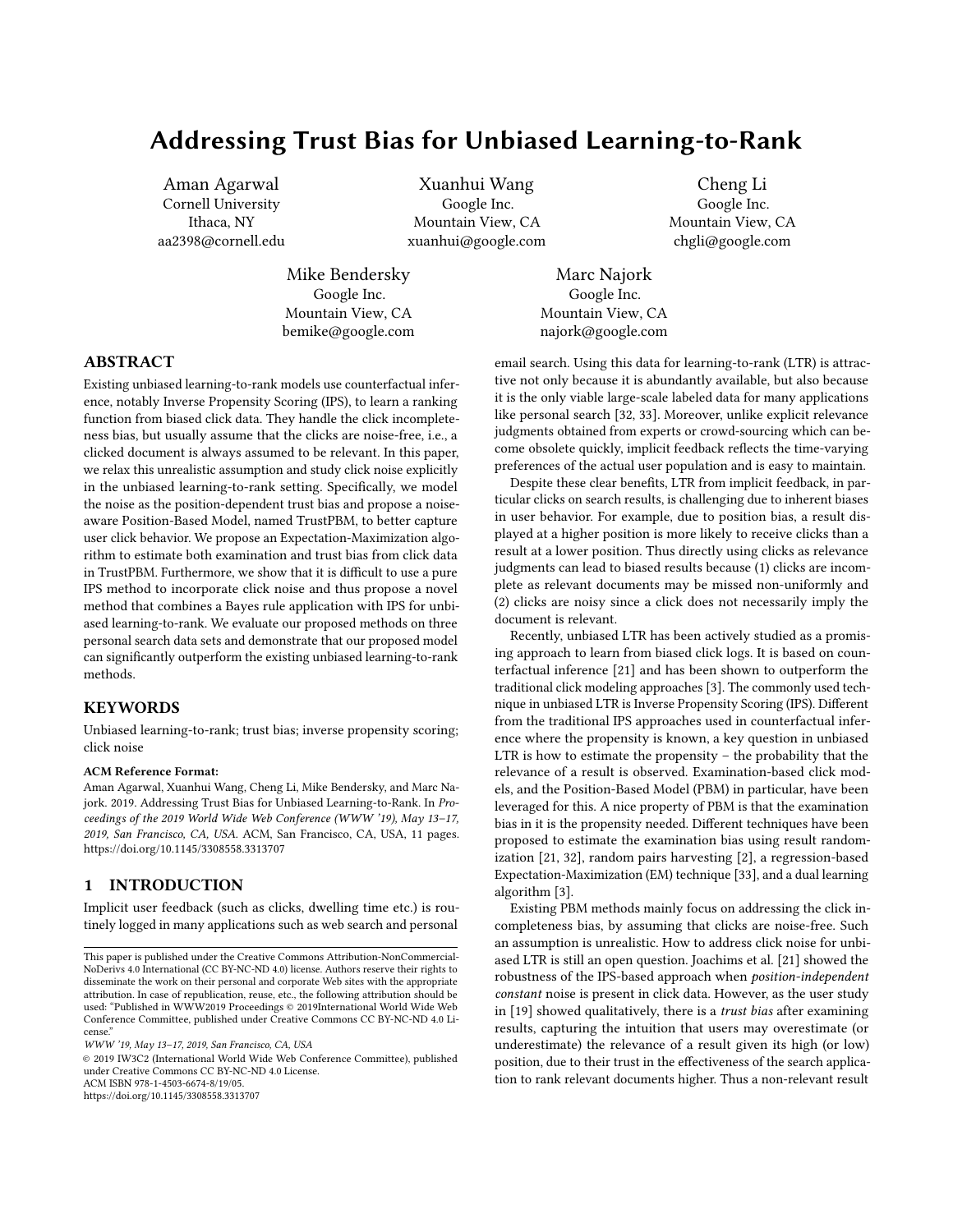# Addressing Trust Bias for Unbiased Learning-to-Rank

Aman Agarwal
Cornell University
Ithaca, NY
aa2398@cornell.edu

Xuanhui Wang
Google Inc.
Mountain View, CA
xuanhui@google.com

Cheng Li
Google Inc.
Mountain View, CA
chgli@google.com

Mike Bendersky
Google Inc.
Mountain View, CA
bemike@google.com

Marc Najork
Google Inc.
Mountain View, CA
najork@google.com

## ABSTRACT

Existing unbiased learning-to-rank models use counterfactual inference, notably Inverse Propensity Scoring (IPS), to learn a ranking function from biased click data. They handle the click incompleteness bias, but usually assume that the clicks are noise-free, i.e., a clicked document is always assumed to be relevant. In this paper, we relax this unrealistic assumption and study click noise explicitly in the unbiased learning-to-rank setting. Specifically, we model the noise as the position-dependent trust bias and propose a noise-aware Position-Based Model, named TrustPBM, to better capture user click behavior. We propose an Expectation-Maximization algorithm to estimate both examination and trust bias from click data in TrustPBM. Furthermore, we show that it is difficult to use a pure IPS method to incorporate click noise and thus propose a novel method that combines a Bayes rule application with IPS for unbiased learning-to-rank. We evaluate our proposed methods on three personal search data sets and demonstrate that our proposed model can significantly outperform the existing unbiased learning-to-rank methods.

## KEYWORDS

Unbiased learning-to-rank; trust bias; inverse propensity scoring; click noise

**ACM Reference Format:**
Aman Agarwal, Xuanhui Wang, Cheng Li, Mike Bendersky, and Marc Najork. 2019. Addressing Trust Bias for Unbiased Learning-to-Rank. In *Proceedings of the 2019 World Wide Web Conference (WWW '19), May 13–17, 2019, San Francisco, CA, USA.* ACM, San Francisco, CA, USA, 11 pages. https://doi.org/10.1145/3308558.3313707

## 1 INTRODUCTION

Implicit user feedback (such as clicks, dwelling time etc.) is routinely logged in many applications such as web search and personal email search. Using this data for learning-to-rank (LTR) is attractive not only because it is abundantly available, but also because it is the only viable large-scale labeled data for many applications like personal search [32, 33]. Moreover, unlike explicit relevance judgments obtained from experts or crowd-sourcing which can become obsolete quickly, implicit feedback reflects the time-varying preferences of the actual user population and is easy to maintain.

Despite these clear benefits, LTR from implicit feedback, in particular clicks on search results, is challenging due to inherent biases in user behavior. For example, due to position bias, a result displayed at a higher position is more likely to receive clicks than a result at a lower position. Thus directly using clicks as relevance judgments can lead to biased results because (1) clicks are incomplete as relevant documents may be missed non-uniformly and (2) clicks are noisy since a click does not necessarily imply the document is relevant.

Recently, unbiased LTR has been actively studied as a promising approach to learn from biased click logs. It is based on counterfactual inference [21] and has been shown to outperform the traditional click modeling approaches [3]. The commonly used technique in unbiased LTR is Inverse Propensity Scoring (IPS). Different from the traditional IPS approaches used in counterfactual inference where the propensity is known, a key question in unbiased LTR is how to estimate the propensity – the probability that the relevance of a result is observed. Examination-based click models, and the Position-Based Model (PBM) in particular, have been leveraged for this. A nice property of PBM is that the examination bias in it is the propensity needed. Different techniques have been proposed to estimate the examination bias using result randomization [21, 32], random pairs harvesting [2], a regression-based Expectation-Maximization (EM) technique [33], and a dual learning algorithm [3].

Existing PBM methods mainly focus on addressing the click incompleteness bias, by assuming that clicks are noise-free. Such an assumption is unrealistic. How to address click noise for unbiased LTR is still an open question. Joachims et al. [21] showed the robustness of the IPS-based approach when *position-independent constant* noise is present in click data. However, as the user study in [19] showed qualitatively, there is a *trust bias* after examining results, capturing the intuition that users may overestimate (or underestimate) the relevance of a result given its high (or low) position, due to their trust in the effectiveness of the search application to rank relevant documents higher. Thus a non-relevant result

This paper is published under the Creative Commons Attribution-NonCommercial-NoDerivs 4.0 International (CC BY-NC-ND 4.0) license. Authors reserve their rights to disseminate the work on their personal and corporate Web sites with the appropriate attribution. In case of republication, reuse, etc., the following attribution should be used: "Published in WWW2019 Proceedings © 2019International World Wide Web Conference Committee, published under Creative Commons CC BY-NC-ND 4.0 License."

*WWW '19, May 13–17, 2019, San Francisco, CA, USA*
© 2019 IW3C2 (International World Wide Web Conference Committee), published under Creative Commons CC BY-NC-ND 4.0 License.
ACM ISBN 978-1-4503-6674-8/19/05.
https://doi.org/10.1145/3308558.3313707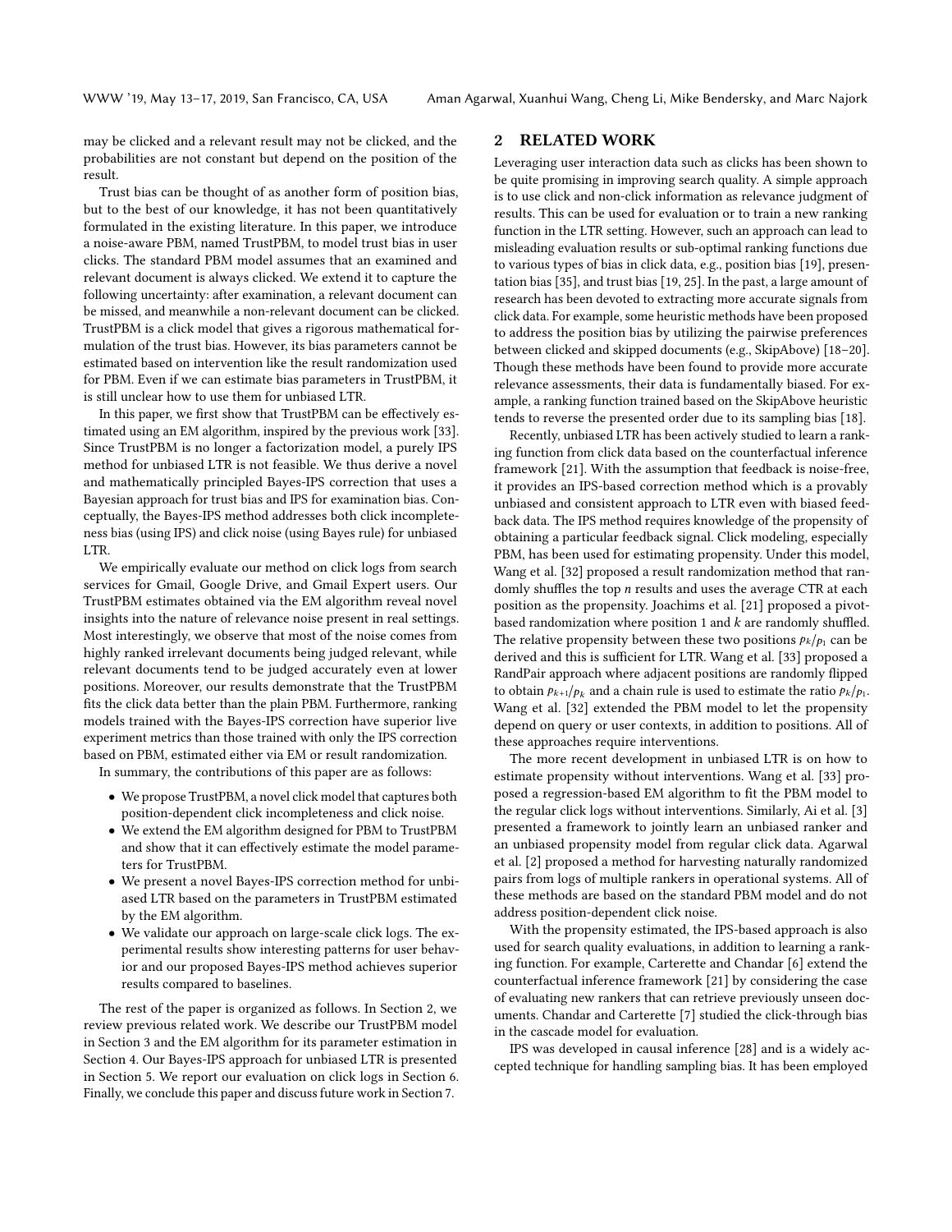may be clicked and a relevant result may not be clicked, and the probabilities are not constant but depend on the position of the result.

Trust bias can be thought of as another form of position bias, but to the best of our knowledge, it has not been quantitatively formulated in the existing literature. In this paper, we introduce a noise-aware PBM, named TrustPBM, to model trust bias in user clicks. The standard PBM model assumes that an examined and relevant document is always clicked. We extend it to capture the following uncertainty: after examination, a relevant document can be missed, and meanwhile a non-relevant document can be clicked. TrustPBM is a click model that gives a rigorous mathematical formulation of the trust bias. However, its bias parameters cannot be estimated based on intervention like the result randomization used for PBM. Even if we can estimate bias parameters in TrustPBM, it is still unclear how to use them for unbiased LTR.

In this paper, we first show that TrustPBM can be effectively estimated using an EM algorithm, inspired by the previous work [33]. Since TrustPBM is no longer a factorization model, a purely IPS method for unbiased LTR is not feasible. We thus derive a novel and mathematically principled Bayes-IPS correction that uses a Bayesian approach for trust bias and IPS for examination bias. Conceptually, the Bayes-IPS method addresses both click incompleteness bias (using IPS) and click noise (using Bayes rule) for unbiased LTR.

We empirically evaluate our method on click logs from search services for Gmail, Google Drive, and Gmail Expert users. Our TrustPBM estimates obtained via the EM algorithm reveal novel insights into the nature of relevance noise present in real settings. Most interestingly, we observe that most of the noise comes from highly ranked irrelevant documents being judged relevant, while relevant documents tend to be judged accurately even at lower positions. Moreover, our results demonstrate that the TrustPBM fits the click data better than the plain PBM. Furthermore, ranking models trained with the Bayes-IPS correction have superior live experiment metrics than those trained with only the IPS correction based on PBM, estimated either via EM or result randomization.

In summary, the contributions of this paper are as follows:

- We propose TrustPBM, a novel click model that captures both position-dependent click incompleteness and click noise.
- We extend the EM algorithm designed for PBM to TrustPBM and show that it can effectively estimate the model parameters for TrustPBM.
- We present a novel Bayes-IPS correction method for unbiased LTR based on the parameters in TrustPBM estimated by the EM algorithm.
- We validate our approach on large-scale click logs. The experimental results show interesting patterns for user behavior and our proposed Bayes-IPS method achieves superior results compared to baselines.

The rest of the paper is organized as follows. In Section 2, we review previous related work. We describe our TrustPBM model in Section 3 and the EM algorithm for its parameter estimation in Section 4. Our Bayes-IPS approach for unbiased LTR is presented in Section 5. We report our evaluation on click logs in Section 6. Finally, we conclude this paper and discuss future work in Section 7.

## 2 RELATED WORK

Leveraging user interaction data such as clicks has been shown to be quite promising in improving search quality. A simple approach is to use click and non-click information as relevance judgment of results. This can be used for evaluation or to train a new ranking function in the LTR setting. However, such an approach can lead to misleading evaluation results or sub-optimal ranking functions due to various types of bias in click data, e.g., position bias [19], presentation bias [35], and trust bias [19, 25]. In the past, a large amount of research has been devoted to extracting more accurate signals from click data. For example, some heuristic methods have been proposed to address the position bias by utilizing the pairwise preferences between clicked and skipped documents (e.g., SkipAbove) [18–20]. Though these methods have been found to provide more accurate relevance assessments, their data is fundamentally biased. For example, a ranking function trained based on the SkipAbove heuristic tends to reverse the presented order due to its sampling bias [18].

Recently, unbiased LTR has been actively studied to learn a ranking function from click data based on the counterfactual inference framework [21]. With the assumption that feedback is noise-free, it provides an IPS-based correction method which is a provably unbiased and consistent approach to LTR even with biased feedback data. The IPS method requires knowledge of the propensity of obtaining a particular feedback signal. Click modeling, especially PBM, has been used for estimating propensity. Under this model, Wang et al. [32] proposed a result randomization method that randomly shuffles the top $n$ results and uses the average CTR at each position as the propensity. Joachims et al. [21] proposed a pivot-based randomization where position 1 and $k$ are randomly shuffled. The relative propensity between these two positions $p_k/p_1$ can be derived and this is sufficient for LTR. Wang et al. [33] proposed a RandPair approach where adjacent positions are randomly flipped to obtain $p_{k+1}/p_k$ and a chain rule is used to estimate the ratio $p_k/p_1$. Wang et al. [32] extended the PBM model to let the propensity depend on query or user contexts, in addition to positions. All of these approaches require interventions.

The more recent development in unbiased LTR is on how to estimate propensity without interventions. Wang et al. [33] proposed a regression-based EM algorithm to fit the PBM model to the regular click logs without interventions. Similarly, Ai et al. [3] presented a framework to jointly learn an unbiased ranker and an unbiased propensity model from regular click data. Agarwal et al. [2] proposed a method for harvesting naturally randomized pairs from logs of multiple rankers in operational systems. All of these methods are based on the standard PBM model and do not address position-dependent click noise.

With the propensity estimated, the IPS-based approach is also used for search quality evaluations, in addition to learning a ranking function. For example, Carterette and Chandar [6] extend the counterfactual inference framework [21] by considering the case of evaluating new rankers that can retrieve previously unseen documents. Chandar and Carterette [7] studied the click-through bias in the cascade model for evaluation.

IPS was developed in causal inference [28] and is a widely accepted technique for handling sampling bias. It has been employed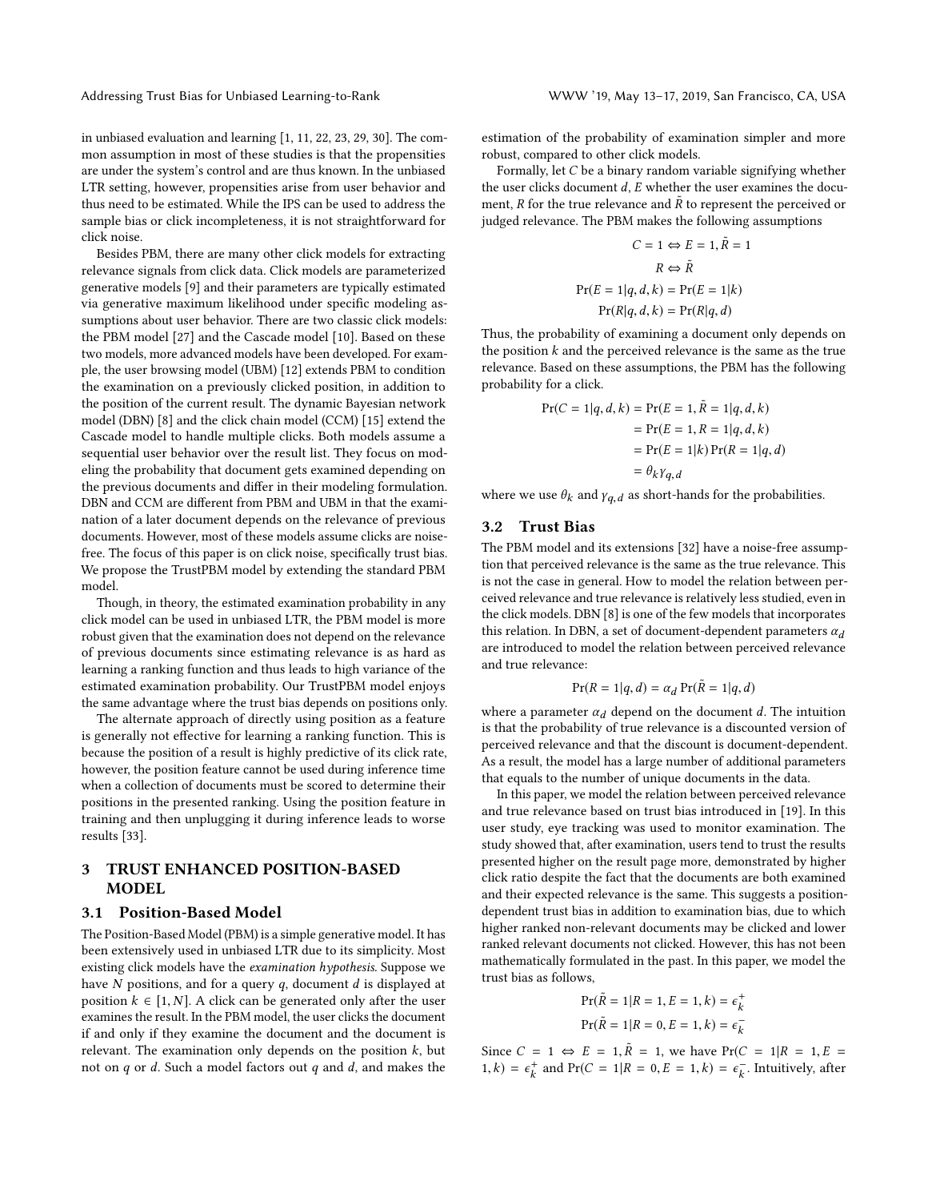in unbiased evaluation and learning [1, 11, 22, 23, 29, 30]. The common assumption in most of these studies is that the propensities are under the system's control and are thus known. In the unbiased LTR setting, however, propensities arise from user behavior and thus need to be estimated. While the IPS can be used to address the sample bias or click incompleteness, it is not straightforward for click noise.

Besides PBM, there are many other click models for extracting relevance signals from click data. Click models are parameterized generative models [9] and their parameters are typically estimated via generative maximum likelihood under specific modeling assumptions about user behavior. There are two classic click models: the PBM model [27] and the Cascade model [10]. Based on these two models, more advanced models have been developed. For example, the user browsing model (UBM) [12] extends PBM to condition the examination on a previously clicked position, in addition to the position of the current result. The dynamic Bayesian network model (DBN) [8] and the click chain model (CCM) [15] extend the Cascade model to handle multiple clicks. Both models assume a sequential user behavior over the result list. They focus on modeling the probability that document gets examined depending on the previous documents and differ in their modeling formulation. DBN and CCM are different from PBM and UBM in that the examination of a later document depends on the relevance of previous documents. However, most of these models assume clicks are noise-free. The focus of this paper is on click noise, specifically trust bias. We propose the TrustPBM model by extending the standard PBM model.

Though, in theory, the estimated examination probability in any click model can be used in unbiased LTR, the PBM model is more robust given that the examination does not depend on the relevance of previous documents since estimating relevance is as hard as learning a ranking function and thus leads to high variance of the estimated examination probability. Our TrustPBM model enjoys the same advantage where the trust bias depends on positions only.

The alternate approach of directly using position as a feature is generally not effective for learning a ranking function. This is because the position of a result is highly predictive of its click rate, however, the position feature cannot be used during inference time when a collection of documents must be scored to determine their positions in the presented ranking. Using the position feature in training and then unplugging it during inference leads to worse results [33].

# 3 TRUST ENHANCED POSITION-BASED MODEL

## 3.1 Position-Based Model

The Position-Based Model (PBM) is a simple generative model. It has been extensively used in unbiased LTR due to its simplicity. Most existing click models have the *examination hypothesis*. Suppose we have $N$ positions, and for a query $q$, document $d$ is displayed at position $k \in [1, N]$. A click can be generated only after the user examines the result. In the PBM model, the user clicks the document if and only if they examine the document and the document is relevant. The examination only depends on the position $k$, but not on $q$ or $d$. Such a model factors out $q$ and $d$, and makes the estimation of the probability of examination simpler and more robust, compared to other click models.

Formally, let $C$ be a binary random variable signifying whether the user clicks document $d$, $E$ whether the user examines the document, $R$ for the true relevance and $\tilde{R}$ to represent the perceived or judged relevance. The PBM makes the following assumptions

$$C = 1 \Leftrightarrow E = 1, \tilde{R} = 1$$
$$R \Leftrightarrow \tilde{R}$$
$$\Pr(E = 1|q, d, k) = \Pr(E = 1|k)$$
$$\Pr(R|q, d, k) = \Pr(R|q, d)$$

Thus, the probability of examining a document only depends on the position $k$ and the perceived relevance is the same as the true relevance. Based on these assumptions, the PBM has the following probability for a click.

$$\begin{aligned}\Pr(C = 1|q, d, k) &= \Pr(E = 1, \tilde{R} = 1|q, d, k)\\ &= \Pr(E = 1, R = 1|q, d, k)\\ &= \Pr(E = 1|k)\Pr(R = 1|q, d)\\ &= \theta_k \gamma_{q,d}\end{aligned}$$

where we use $\theta_k$ and $\gamma_{q,d}$ as short-hands for the probabilities.

## 3.2 Trust Bias

The PBM model and its extensions [32] have a noise-free assumption that perceived relevance is the same as the true relevance. This is not the case in general. How to model the relation between perceived relevance and true relevance is relatively less studied, even in the click models. DBN [8] is one of the few models that incorporates this relation. In DBN, a set of document-dependent parameters $\alpha_d$ are introduced to model the relation between perceived relevance and true relevance:

$$\Pr(R = 1|q, d) = \alpha_d \Pr(\tilde{R} = 1|q, d)$$

where a parameter $\alpha_d$ depend on the document $d$. The intuition is that the probability of true relevance is a discounted version of perceived relevance and that the discount is document-dependent. As a result, the model has a large number of additional parameters that equals to the number of unique documents in the data.

In this paper, we model the relation between perceived relevance and true relevance based on trust bias introduced in [19]. In this user study, eye tracking was used to monitor examination. The study showed that, after examination, users tend to trust the results presented higher on the result page more, demonstrated by higher click ratio despite the fact that the documents are both examined and their expected relevance is the same. This suggests a position-dependent trust bias in addition to examination bias, due to which higher ranked non-relevant documents may be clicked and lower ranked relevant documents not clicked. However, this has not been mathematically formulated in the past. In this paper, we model the trust bias as follows,

$$\Pr(\tilde{R} = 1|R = 1, E = 1, k) = \epsilon_k^+$$
$$\Pr(\tilde{R} = 1|R = 0, E = 1, k) = \epsilon_k^-$$

Since $C = 1 \Leftrightarrow E = 1, \tilde{R} = 1$, we have $\Pr(C = 1|R = 1, E = 1, k) = \epsilon_k^+$ and $\Pr(C = 1|R = 0, E = 1, k) = \epsilon_k^-$. Intuitively, after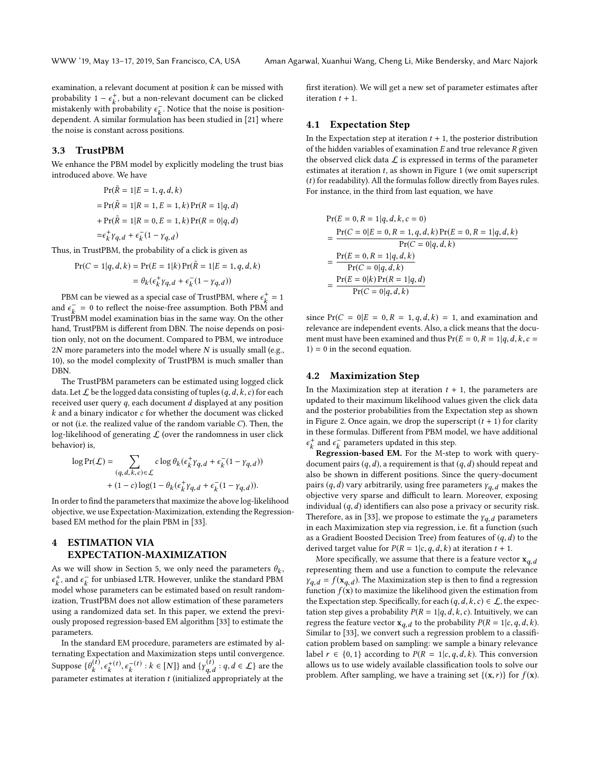examination, a relevant document at position $k$ can be missed with probability $1 - \epsilon_k^+$, but a non-relevant document can be clicked mistakenly with probability $\epsilon_k^-$. Notice that the noise is position-dependent. A similar formulation has been studied in [21] where the noise is constant across positions.

### 3.3 TrustPBM

We enhance the PBM model by explicitly modeling the trust bias introduced above. We have

$$
\begin{aligned}
&\Pr(\tilde{R} = 1 | E = 1, q, d, k) \\
&= \Pr(\tilde{R} = 1 | R = 1, E = 1, k) \Pr(R = 1 | q, d) \\
&+ \Pr(\tilde{R} = 1 | R = 0, E = 1, k) \Pr(R = 0 | q, d) \\
&= \epsilon_k^+ \gamma_{q,d} + \epsilon_k^- (1 - \gamma_{q,d})
\end{aligned}
$$

Thus, in TrustPBM, the probability of a click is given as

$$
\begin{aligned}
\Pr(C = 1 | q, d, k) &= \Pr(E = 1 | k) \Pr(\tilde{R} = 1 | E = 1, q, d, k) \\
&= \theta_k (\epsilon_k^+ \gamma_{q,d} + \epsilon_k^- (1 - \gamma_{q,d}))
\end{aligned}
$$

PBM can be viewed as a special case of TrustPBM, where $\epsilon_k^+ = 1$ and $\epsilon_k^- = 0$ to reflect the noise-free assumption. Both PBM and TrustPBM model examination bias in the same way. On the other hand, TrustPBM is different from DBN. The noise depends on position only, not on the document. Compared to PBM, we introduce $2N$ more parameters into the model where $N$ is usually small (e.g., 10), so the model complexity of TrustPBM is much smaller than DBN.

The TrustPBM parameters can be estimated using logged click data. Let $\mathcal{L}$ be the logged data consisting of tuples $(q, d, k, c)$ for each received user query $q$, each document $d$ displayed at any position $k$ and a binary indicator $c$ for whether the document was clicked or not (i.e. the realized value of the random variable $C$). Then, the log-likelihood of generating $\mathcal{L}$ (over the randomness in user click behavior) is,

$$
\begin{aligned}
\log \Pr(\mathcal{L}) = &\sum_{(q,d,k,c) \in \mathcal{L}} c \log \theta_k (\epsilon_k^+ \gamma_{q,d} + \epsilon_k^- (1 - \gamma_{q,d})) \\
&+ (1 - c) \log(1 - \theta_k (\epsilon_k^+ \gamma_{q,d} + \epsilon_k^- (1 - \gamma_{q,d}))).
\end{aligned}
$$

In order to find the parameters that maximize the above log-likelihood objective, we use Expectation-Maximization, extending the Regression-based EM method for the plain PBM in [33].

## 4 ESTIMATION VIA EXPECTATION-MAXIMIZATION

As we will show in Section 5, we only need the parameters $\theta_k$, $\epsilon_k^+$, and $\epsilon_k^-$ for unbiased LTR. However, unlike the standard PBM model whose parameters can be estimated based on result randomization, TrustPBM does not allow estimation of these parameters using a randomized data set. In this paper, we extend the previously proposed regression-based EM algorithm [33] to estimate the parameters.

In the standard EM procedure, parameters are estimated by alternating Expectation and Maximization steps until convergence. Suppose $\{\theta_k^{(t)}, \epsilon_k^{+(t)}, \epsilon_k^{-(t)} : k \in [N]\}$ and $\{\gamma_{q,d}^{(t)} : q, d \in \mathcal{L}\}$ are the parameter estimates at iteration $t$ (initialized appropriately at the first iteration). We will get a new set of parameter estimates after iteration $t + 1$.

### 4.1 Expectation Step

In the Expectation step at iteration $t + 1$, the posterior distribution of the hidden variables of examination $E$ and true relevance $R$ given the observed click data $\mathcal{L}$ is expressed in terms of the parameter estimates at iteration $t$, as shown in Figure 1 (we omit superscript $(t)$ for readability). All the formulas follow directly from Bayes rules. For instance, in the third from last equation, we have

$$
\begin{aligned}
&\Pr(E = 0, R = 1 | q, d, k, c = 0) \\
&= \frac{\Pr(C = 0 | E = 0, R = 1, q, d, k) \Pr(E = 0, R = 1 | q, d, k)}{\Pr(C = 0 | q, d, k)} \\
&= \frac{\Pr(E = 0, R = 1 | q, d, k)}{\Pr(C = 0 | q, d, k)} \\
&= \frac{\Pr(E = 0 | k) \Pr(R = 1 | q, d)}{\Pr(C = 0 | q, d, k)}
\end{aligned}
$$

since $\Pr(C = 0 | E = 0, R = 1, q, d, k) = 1$, and examination and relevance are independent events. Also, a click means that the document must have been examined and thus $\Pr(E = 0, R = 1 | q, d, k, c = 1) = 0$ in the second equation.

### 4.2 Maximization Step

In the Maximization step at iteration $t + 1$, the parameters are updated to their maximum likelihood values given the click data and the posterior probabilities from the Expectation step as shown in Figure 2. Once again, we drop the superscript $(t + 1)$ for clarity in these formulas. Different from PBM model, we have additional $\epsilon_k^+$ and $\epsilon_k^-$ parameters updated in this step.

**Regression-based EM.** For the M-step to work with query-document pairs $(q, d)$, a requirement is that $(q, d)$ should repeat and also be shown in different positions. Since the query-document pairs $(q, d)$ vary arbitrarily, using free parameters $\gamma_{q,d}$ makes the objective very sparse and difficult to learn. Moreover, exposing individual $(q, d)$ identifiers can also pose a privacy or security risk. Therefore, as in [33], we propose to estimate the $\gamma_{q,d}$ parameters in each Maximization step via regression, i.e. fit a function (such as a Gradient Boosted Decision Tree) from features of $(q, d)$ to the derived target value for $P(R = 1 | c, q, d, k)$ at iteration $t + 1$.

More specifically, we assume that there is a feature vector $\mathbf{x}_{q,d}$ representing them and use a function to compute the relevance $\gamma_{q,d} = f(\mathbf{x}_{q,d})$. The Maximization step is then to find a regression function $f(\mathbf{x})$ to maximize the likelihood given the estimation from the Expectation step. Specifically, for each $(q, d, k, c) \in \mathcal{L}$, the expectation step gives a probability $P(R = 1 | q, d, k, c)$. Intuitively, we can regress the feature vector $\mathbf{x}_{q,d}$ to the probability $P(R = 1 | c, q, d, k)$. Similar to [33], we convert such a regression problem to a classification problem based on sampling: we sample a binary relevance label $r \in \{0, 1\}$ according to $P(R = 1 | c, q, d, k)$. This conversion allows us to use widely available classification tools to solve our problem. After sampling, we have a training set $\{(\mathbf{x}, r)\}$ for $f(\mathbf{x})$.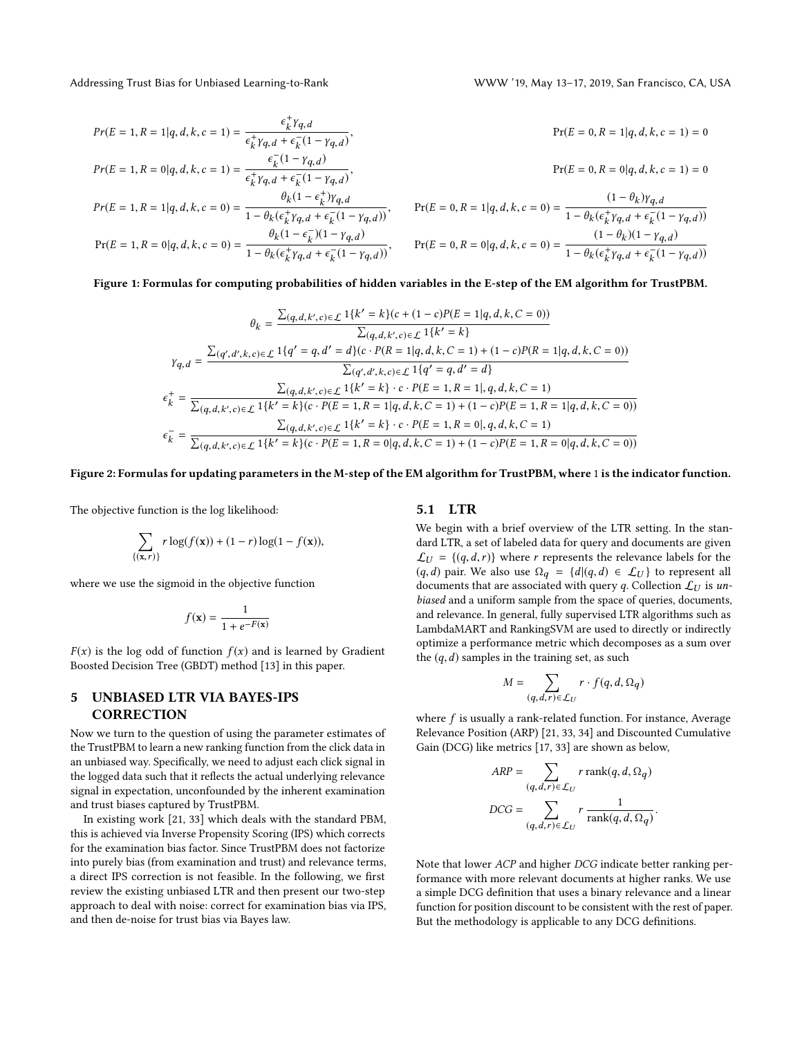$$Pr(E=1,R=1|q,d,k,c=1) = \frac{\epsilon_k^+ \gamma_{q,d}}{\epsilon_k^+ \gamma_{q,d} + \epsilon_k^-(1-\gamma_{q,d})}, \qquad \Pr(E=0,R=1|q,d,k,c=1) = 0$$

$$Pr(E=1,R=0|q,d,k,c=1) = \frac{\epsilon_k^-(1-\gamma_{q,d})}{\epsilon_k^+ \gamma_{q,d} + \epsilon_k^-(1-\gamma_{q,d})}, \qquad \Pr(E=0,R=0|q,d,k,c=1) = 0$$

$$Pr(E=1,R=1|q,d,k,c=0) = \frac{\theta_k(1-\epsilon_k^+)\gamma_{q,d}}{1-\theta_k(\epsilon_k^+ \gamma_{q,d} + \epsilon_k^-(1-\gamma_{q,d}))}, \qquad \Pr(E=0,R=1|q,d,k,c=0) = \frac{(1-\theta_k)\gamma_{q,d}}{1-\theta_k(\epsilon_k^+ \gamma_{q,d} + \epsilon_k^-(1-\gamma_{q,d}))}$$

$$\Pr(E=1,R=0|q,d,k,c=0) = \frac{\theta_k(1-\epsilon_k^-)(1-\gamma_{q,d})}{1-\theta_k(\epsilon_k^+ \gamma_{q,d} + \epsilon_k^-(1-\gamma_{q,d}))}, \qquad \Pr(E=0,R=0|q,d,k,c=0) = \frac{(1-\theta_k)(1-\gamma_{q,d})}{1-\theta_k(\epsilon_k^+ \gamma_{q,d} + \epsilon_k^-(1-\gamma_{q,d}))}$$

**Figure 1: Formulas for computing probabilities of hidden variables in the E-step of the EM algorithm for TrustPBM.**

$$\theta_k = \frac{\sum_{(q,d,k',c)\in\mathcal{L}} 1\{k'=k\}(c + (1-c)P(E=1|q,d,k,C=0))}{\sum_{(q,d,k',c)\in\mathcal{L}} 1\{k'=k\}}$$

$$\gamma_{q,d} = \frac{\sum_{(q',d',k,c)\in\mathcal{L}} 1\{q'=q,d'=d\}(c\cdot P(R=1|q,d,k,C=1) + (1-c)P(R=1|q,d,k,C=0))}{\sum_{(q',d',k,c)\in\mathcal{L}} 1\{q'=q,d'=d\}}$$

$$\epsilon_k^+ = \frac{\sum_{(q,d,k',c)\in\mathcal{L}} 1\{k'=k\}\cdot c\cdot P(E=1,R=1|,q,d,k,C=1)}{\sum_{(q,d,k',c)\in\mathcal{L}} 1\{k'=k\}(c\cdot P(E=1,R=1|q,d,k,C=1) + (1-c)P(E=1,R=1|q,d,k,C=0))}$$

$$\epsilon_k^- = \frac{\sum_{(q,d,k',c)\in\mathcal{L}} 1\{k'=k\}\cdot c\cdot P(E=1,R=0|,q,d,k,C=1)}{\sum_{(q,d,k',c)\in\mathcal{L}} 1\{k'=k\}(c\cdot P(E=1,R=0|q,d,k,C=1) + (1-c)P(E=1,R=0|q,d,k,C=0))}$$

**Figure 2: Formulas for updating parameters in the M-step of the EM algorithm for TrustPBM, where 1 is the indicator function.**

The objective function is the log likelihood:

$$\sum_{\{(\mathbf{x},r)\}} r\log(f(\mathbf{x})) + (1-r)\log(1-f(\mathbf{x})),$$

where we use the sigmoid in the objective function

$$f(\mathbf{x}) = \frac{1}{1+e^{-F(\mathbf{x})}}$$

$F(x)$ is the log odd of function $f(x)$ and is learned by Gradient Boosted Decision Tree (GBDT) method [13] in this paper.

## 5 UNBIASED LTR VIA BAYES-IPS CORRECTION

Now we turn to the question of using the parameter estimates of the TrustPBM to learn a new ranking function from the click data in an unbiased way. Specifically, we need to adjust each click signal in the logged data such that it reflects the actual underlying relevance signal in expectation, unconfounded by the inherent examination and trust biases captured by TrustPBM.

In existing work [21, 33] which deals with the standard PBM, this is achieved via Inverse Propensity Scoring (IPS) which corrects for the examination bias factor. Since TrustPBM does not factorize into purely bias (from examination and trust) and relevance terms, a direct IPS correction is not feasible. In the following, we first review the existing unbiased LTR and then present our two-step approach to deal with noise: correct for examination bias via IPS, and then de-noise for trust bias via Bayes law.

### 5.1 LTR

We begin with a brief overview of the LTR setting. In the standard LTR, a set of labeled data for query and documents are given $\mathcal{L}_U = \{(q,d,r)\}$ where $r$ represents the relevance labels for the $(q,d)$ pair. We also use $\Omega_q = \{d|(q,d)\in\mathcal{L}_U\}$ to represent all documents that are associated with query $q$. Collection $\mathcal{L}_U$ is *unbiased* and a uniform sample from the space of queries, documents, and relevance. In general, fully supervised LTR algorithms such as LambdaMART and RankingSVM are used to directly or indirectly optimize a performance metric which decomposes as a sum over the $(q,d)$ samples in the training set, as such

$$M = \sum_{(q,d,r)\in\mathcal{L}_U} r\cdot f(q,d,\Omega_q)$$

where $f$ is usually a rank-related function. For instance, Average Relevance Position (ARP) [21, 33, 34] and Discounted Cumulative Gain (DCG) like metrics [17, 33] are shown as below,

$$ARP = \sum_{(q,d,r)\in\mathcal{L}_U} r\,\mathrm{rank}(q,d,\Omega_q)$$

$$DCG = \sum_{(q,d,r)\in\mathcal{L}_U} r\,\frac{1}{\mathrm{rank}(q,d,\Omega_q)}.$$

Note that lower *ACP* and higher *DCG* indicate better ranking performance with more relevant documents at higher ranks. We use a simple DCG definition that uses a binary relevance and a linear function for position discount to be consistent with the rest of paper. But the methodology is applicable to any DCG definitions.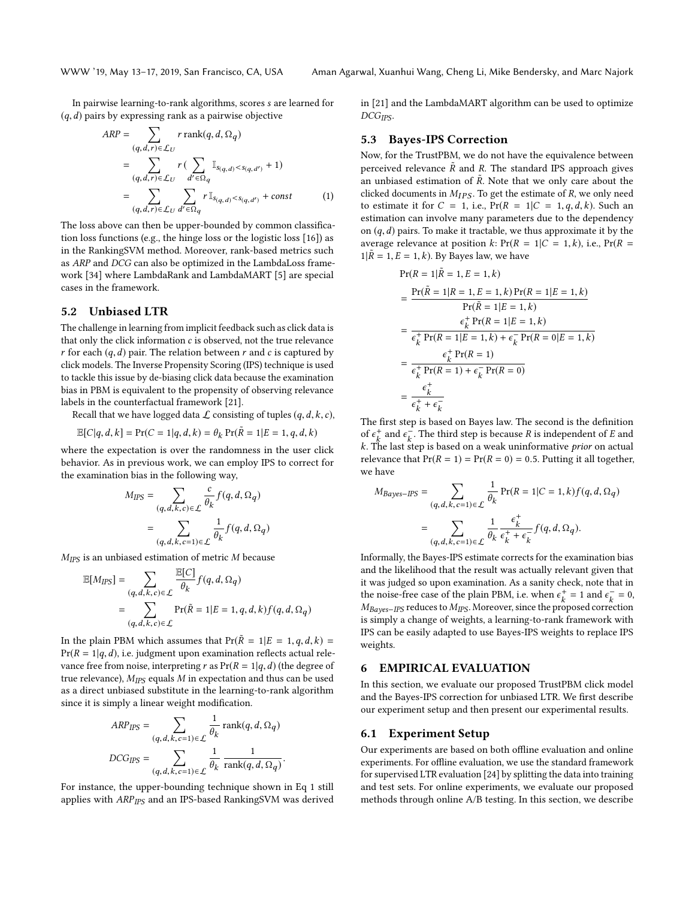In pairwise learning-to-rank algorithms, scores $s$ are learned for $(q, d)$ pairs by expressing rank as a pairwise objective

$$\begin{aligned}
ARP &= \sum_{(q,d,r)\in\mathcal{L}_U} r\,\text{rank}(q, d, \Omega_q) \\
&= \sum_{(q,d,r)\in\mathcal{L}_U} r\,(\sum_{d'\in\Omega_q} \mathbb{I}_{s_{(q,d)}<s_{(q,d')}} + 1) \\
&= \sum_{(q,d,r)\in\mathcal{L}_U} \sum_{d'\in\Omega_q} r\,\mathbb{I}_{s_{(q,d)}<s_{(q,d')}} + const \qquad (1)
\end{aligned}$$

The loss above can then be upper-bounded by common classification loss functions (e.g., the hinge loss or the logistic loss [16]) as in the RankingSVM method. Moreover, rank-based metrics such as *ARP* and *DCG* can also be optimized in the LambdaLoss framework [34] where LambdaRank and LambdaMART [5] are special cases in the framework.

## 5.2 Unbiased LTR

The challenge in learning from implicit feedback such as click data is that only the click information $c$ is observed, not the true relevance $r$ for each $(q, d)$ pair. The relation between $r$ and $c$ is captured by click models. The Inverse Propensity Scoring (IPS) technique is used to tackle this issue by de-biasing click data because the examination bias in PBM is equivalent to the propensity of observing relevance labels in the counterfactual framework [21].

Recall that we have logged data $\mathcal{L}$ consisting of tuples $(q, d, k, c)$,

$$\mathbb{E}[C|q, d, k] = \Pr(C = 1|q, d, k) = \theta_k \Pr(\tilde{R} = 1|E = 1, q, d, k)$$

where the expectation is over the randomness in the user click behavior. As in previous work, we can employ IPS to correct for the examination bias in the following way,

$$\begin{aligned}
M_{IPS} &= \sum_{(q,d,k,c)\in\mathcal{L}} \frac{c}{\theta_k} f(q, d, \Omega_q) \\
&= \sum_{(q,d,k,c=1)\in\mathcal{L}} \frac{1}{\theta_k} f(q, d, \Omega_q)
\end{aligned}$$

$M_{IPS}$ is an unbiased estimation of metric $M$ because

$$\begin{aligned}
\mathbb{E}[M_{IPS}] &= \sum_{(q,d,k,c)\in\mathcal{L}} \frac{\mathbb{E}[C]}{\theta_k} f(q, d, \Omega_q) \\
&= \sum_{(q,d,k,c)\in\mathcal{L}} \Pr(\tilde{R} = 1|E = 1, q, d, k) f(q, d, \Omega_q)
\end{aligned}$$

In the plain PBM which assumes that $\Pr(\tilde{R} = 1|E = 1, q, d, k) = \Pr(R = 1|q, d)$, i.e. judgment upon examination reflects actual relevance free from noise, interpreting $r$ as $\Pr(R = 1|q, d)$ (the degree of true relevance), $M_{IPS}$ equals $M$ in expectation and thus can be used as a direct unbiased substitute in the learning-to-rank algorithm since it is simply a linear weight modification.

$$\begin{aligned}
ARP_{IPS} &= \sum_{(q,d,k,c=1)\in\mathcal{L}} \frac{1}{\theta_k} \text{rank}(q, d, \Omega_q) \\
DCG_{IPS} &= \sum_{(q,d,k,c=1)\in\mathcal{L}} \frac{1}{\theta_k} \frac{1}{\text{rank}(q, d, \Omega_q)}.
\end{aligned}$$

For instance, the upper-bounding technique shown in Eq 1 still applies with $ARP_{IPS}$ and an IPS-based RankingSVM was derived in [21] and the LambdaMART algorithm can be used to optimize $DCG_{IPS}$.

## 5.3 Bayes-IPS Correction

Now, for the TrustPBM, we do not have the equivalence between perceived relevance $\tilde{R}$ and $R$. The standard IPS approach gives an unbiased estimation of $\tilde{R}$. Note that we only care about the clicked documents in $M_{IPS}$. To get the estimate of $R$, we only need to estimate it for $C = 1$, i.e., $\Pr(R = 1|C = 1, q, d, k)$. Such an estimation can involve many parameters due to the dependency on $(q, d)$ pairs. To make it tractable, we thus approximate it by the average relevance at position $k$: $\Pr(R = 1|C = 1, k)$, i.e., $\Pr(R = 1|\tilde{R} = 1, E = 1, k)$. By Bayes law, we have

$$\begin{aligned}
&\Pr(R = 1|\tilde{R} = 1, E = 1, k) \\
&= \frac{\Pr(\tilde{R} = 1|R = 1, E = 1, k)\Pr(R = 1|E = 1, k)}{\Pr(\tilde{R} = 1|E = 1, k)} \\
&= \frac{\epsilon_k^+ \Pr(R = 1|E = 1, k)}{\epsilon_k^+ \Pr(R = 1|E = 1, k) + \epsilon_k^- \Pr(R = 0|E = 1, k)} \\
&= \frac{\epsilon_k^+ \Pr(R = 1)}{\epsilon_k^+ \Pr(R = 1) + \epsilon_k^- \Pr(R = 0)} \\
&= \frac{\epsilon_k^+}{\epsilon_k^+ + \epsilon_k^-}
\end{aligned}$$

The first step is based on Bayes law. The second is the definition of $\epsilon_k^+$ and $\epsilon_k^-$. The third step is because $R$ is independent of $E$ and $k$. The last step is based on a weak uninformative *prior* on actual relevance that $\Pr(R = 1) = \Pr(R = 0) = 0.5$. Putting it all together, we have

$$\begin{aligned}
M_{Bayes-IPS} &= \sum_{(q,d,k,c=1)\in\mathcal{L}} \frac{1}{\theta_k} \Pr(R = 1|C = 1, k) f(q, d, \Omega_q) \\
&= \sum_{(q,d,k,c=1)\in\mathcal{L}} \frac{1}{\theta_k} \frac{\epsilon_k^+}{\epsilon_k^+ + \epsilon_k^-} f(q, d, \Omega_q).
\end{aligned}$$

Informally, the Bayes-IPS estimate corrects for the examination bias and the likelihood that the result was actually relevant given that it was judged so upon examination. As a sanity check, note that in the noise-free case of the plain PBM, i.e. when $\epsilon_k^+ = 1$ and $\epsilon_k^- = 0$, $M_{Bayes-IPS}$ reduces to $M_{IPS}$. Moreover, since the proposed correction is simply a change of weights, a learning-to-rank framework with IPS can be easily adapted to use Bayes-IPS weights to replace IPS weights.

# 6 EMPIRICAL EVALUATION

In this section, we evaluate our proposed TrustPBM click model and the Bayes-IPS correction for unbiased LTR. We first describe our experiment setup and then present our experimental results.

## 6.1 Experiment Setup

Our experiments are based on both offline evaluation and online experiments. For offline evaluation, we use the standard framework for supervised LTR evaluation [24] by splitting the data into training and test sets. For online experiments, we evaluate our proposed methods through online A/B testing. In this section, we describe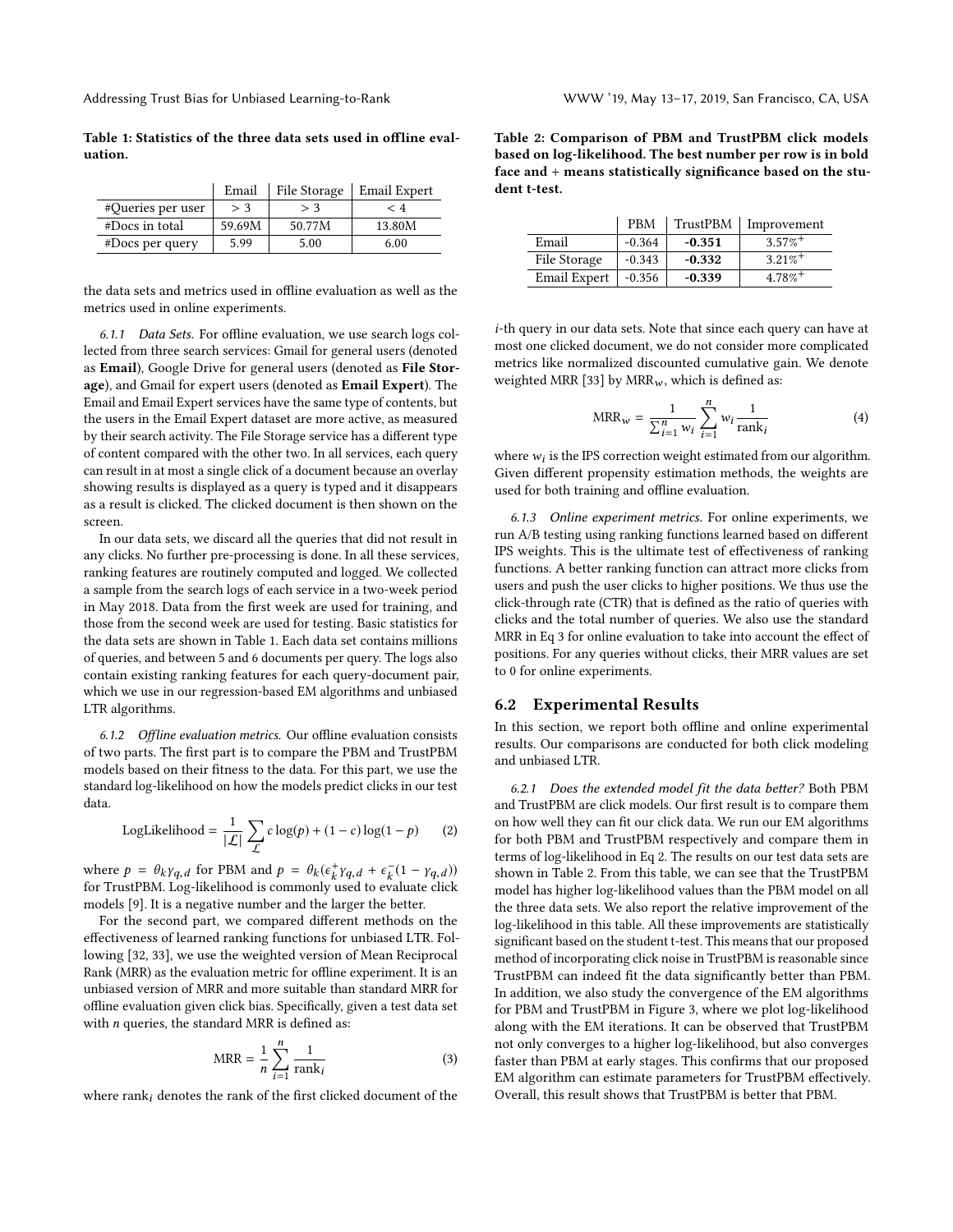Table 1: Statistics of the three data sets used in offline evaluation.

| | Email | File Storage | Email Expert |
|---|---|---|---|
| #Queries per user | > 3 | > 3 | < 4 |
| #Docs in total | 59.69M | 50.77M | 13.80M |
| #Docs per query | 5.99 | 5.00 | 6.00 |

the data sets and metrics used in offline evaluation as well as the metrics used in online experiments.

*6.1.1 Data Sets.* For offline evaluation, we use search logs collected from three search services: Gmail for general users (denoted as **Email**), Google Drive for general users (denoted as **File Storage**), and Gmail for expert users (denoted as **Email Expert**). The Email and Email Expert services have the same type of contents, but the users in the Email Expert dataset are more active, as measured by their search activity. The File Storage service has a different type of content compared with the other two. In all services, each query can result in at most a single click of a document because an overlay showing results is displayed as a query is typed and it disappears as a result is clicked. The clicked document is then shown on the screen.

In our data sets, we discard all the queries that did not result in any clicks. No further pre-processing is done. In all these services, ranking features are routinely computed and logged. We collected a sample from the search logs of each service in a two-week period in May 2018. Data from the first week are used for training, and those from the second week are used for testing. Basic statistics for the data sets are shown in Table 1. Each data set contains millions of queries, and between 5 and 6 documents per query. The logs also contain existing ranking features for each query-document pair, which we use in our regression-based EM algorithms and unbiased LTR algorithms.

*6.1.2 Offline evaluation metrics.* Our offline evaluation consists of two parts. The first part is to compare the PBM and TrustPBM models based on their fitness to the data. For this part, we use the standard log-likelihood on how the models predict clicks in our test data.

$$\text{LogLikelihood} = \frac{1}{|\mathcal{L}|}\sum_{\mathcal{L}} c\log(p) + (1-c)\log(1-p) \tag{2}$$

where $p = \theta_k \gamma_{q,d}$ for PBM and $p = \theta_k(\epsilon_k^+ \gamma_{q,d} + \epsilon_k^-(1-\gamma_{q,d}))$ for TrustPBM. Log-likelihood is commonly used to evaluate click models [9]. It is a negative number and the larger the better.

For the second part, we compared different methods on the effectiveness of learned ranking functions for unbiased LTR. Following [32, 33], we use the weighted version of Mean Reciprocal Rank (MRR) as the evaluation metric for offline experiment. It is an unbiased version of MRR and more suitable than standard MRR for offline evaluation given click bias. Specifically, given a test data set with $n$ queries, the standard MRR is defined as:

$$\text{MRR} = \frac{1}{n}\sum_{i=1}^{n}\frac{1}{\text{rank}_i} \tag{3}$$

where $\text{rank}_i$ denotes the rank of the first clicked document of the $i$-th query in our data sets. Note that since each query can have at most one clicked document, we do not consider more complicated metrics like normalized discounted cumulative gain. We denote weighted MRR [33] by $\text{MRR}_w$, which is defined as:

$$\text{MRR}_w = \frac{1}{\sum_{i=1}^{n} w_i}\sum_{i=1}^{n} w_i \frac{1}{\text{rank}_i} \tag{4}$$

where $w_i$ is the IPS correction weight estimated from our algorithm. Given different propensity estimation methods, the weights are used for both training and offline evaluation.

*6.1.3 Online experiment metrics.* For online experiments, we run A/B testing using ranking functions learned based on different IPS weights. This is the ultimate test of effectiveness of ranking functions. A better ranking function can attract more clicks from users and push the user clicks to higher positions. We thus use the click-through rate (CTR) that is defined as the ratio of queries with clicks and the total number of queries. We also use the standard MRR in Eq 3 for online evaluation to take into account the effect of positions. For any queries without clicks, their MRR values are set to 0 for online experiments.

Table 2: Comparison of PBM and TrustPBM click models based on log-likelihood. The best number per row is in bold face and + means statistically significance based on the student t-test.

| | PBM | TrustPBM | Improvement |
|---|---|---|---|
| Email | -0.364 | **-0.351** | 3.57%+ |
| File Storage | -0.343 | **-0.332** | 3.21%+ |
| Email Expert | -0.356 | **-0.339** | 4.78%+ |

## 6.2 Experimental Results

In this section, we report both offline and online experimental results. Our comparisons are conducted for both click modeling and unbiased LTR.

*6.2.1 Does the extended model fit the data better?* Both PBM and TrustPBM are click models. Our first result is to compare them on how well they can fit our click data. We run our EM algorithms for both PBM and TrustPBM respectively and compare them in terms of log-likelihood in Eq 2. The results on our test data sets are shown in Table 2. From this table, we can see that the TrustPBM model has higher log-likelihood values than the PBM model on all the three data sets. We also report the relative improvement of the log-likelihood in this table. All these improvements are statistically significant based on the student t-test. This means that our proposed method of incorporating click noise in TrustPBM is reasonable since TrustPBM can indeed fit the data significantly better than PBM. In addition, we also study the convergence of the EM algorithms for PBM and TrustPBM in Figure 3, where we plot log-likelihood along with the EM iterations. It can be observed that TrustPBM not only converges to a higher log-likelihood, but also converges faster than PBM at early stages. This confirms that our proposed EM algorithm can estimate parameters for TrustPBM effectively. Overall, this result shows that TrustPBM is better that PBM.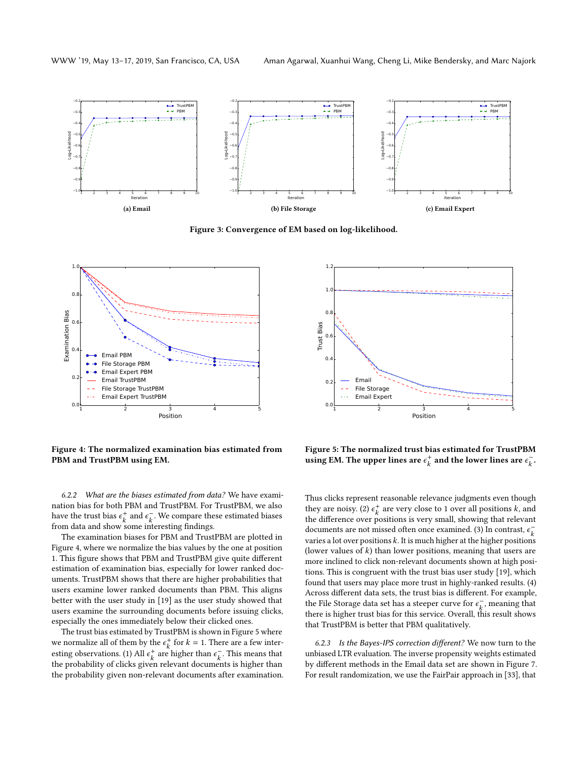(a) Email

(b) File Storage

(c) Email Expert

**Figure 3: Convergence of EM based on log-likelihood.**

**Figure 4: The normalized examination bias estimated from PBM and TrustPBM using EM.**

**Figure 5: The normalized trust bias estimated for TrustPBM using EM. The upper lines are $\epsilon_k^+$ and the lower lines are $\epsilon_k^-$.**

#### 6.2.2 *What are the biases estimated from data?*

We have examination bias for both PBM and TrustPBM. For TrustPBM, we also have the trust bias $\epsilon_k^+$ and $\epsilon_k^-$. We compare these estimated biases from data and show some interesting findings.

The examination biases for PBM and TrustPBM are plotted in Figure 4, where we normalize the bias values by the one at position 1. This figure shows that PBM and TrustPBM give quite different estimation of examination bias, especially for lower ranked documents. TrustPBM shows that there are higher probabilities that users examine lower ranked documents than PBM. This aligns better with the user study in [19] as the user study showed that users examine the surrounding documents before issuing clicks, especially the ones immediately below their clicked ones.

The trust bias estimated by TrustPBM is shown in Figure 5 where we normalize all of them by the $\epsilon_k^+$ for $k = 1$. There are a few interesting observations. (1) All $\epsilon_k^+$ are higher than $\epsilon_k^-$. This means that the probability of clicks given relevant documents is higher than the probability given non-relevant documents after examination. Thus clicks represent reasonable relevance judgments even though they are noisy. (2) $\epsilon_k^+$ are very close to 1 over all positions $k$, and the difference over positions is very small, showing that relevant documents are not missed often once examined. (3) In contrast, $\epsilon_k^-$ varies a lot over positions $k$. It is much higher at the higher positions (lower values of $k$) than lower positions, meaning that users are more inclined to click non-relevant documents shown at high positions. This is congruent with the trust bias user study [19], which found that users may place more trust in highly-ranked results. (4) Across different data sets, the trust bias is different. For example, the File Storage data set has a steeper curve for $\epsilon_k^-$, meaning that there is higher trust bias for this service. Overall, this result shows that TrustPBM is better that PBM qualitatively.

#### 6.2.3 *Is the Bayes-IPS correction different?*

We now turn to the unbiased LTR evaluation. The inverse propensity weights estimated by different methods in the Email data set are shown in Figure 7. For result randomization, we use the FairPair approach in [33], that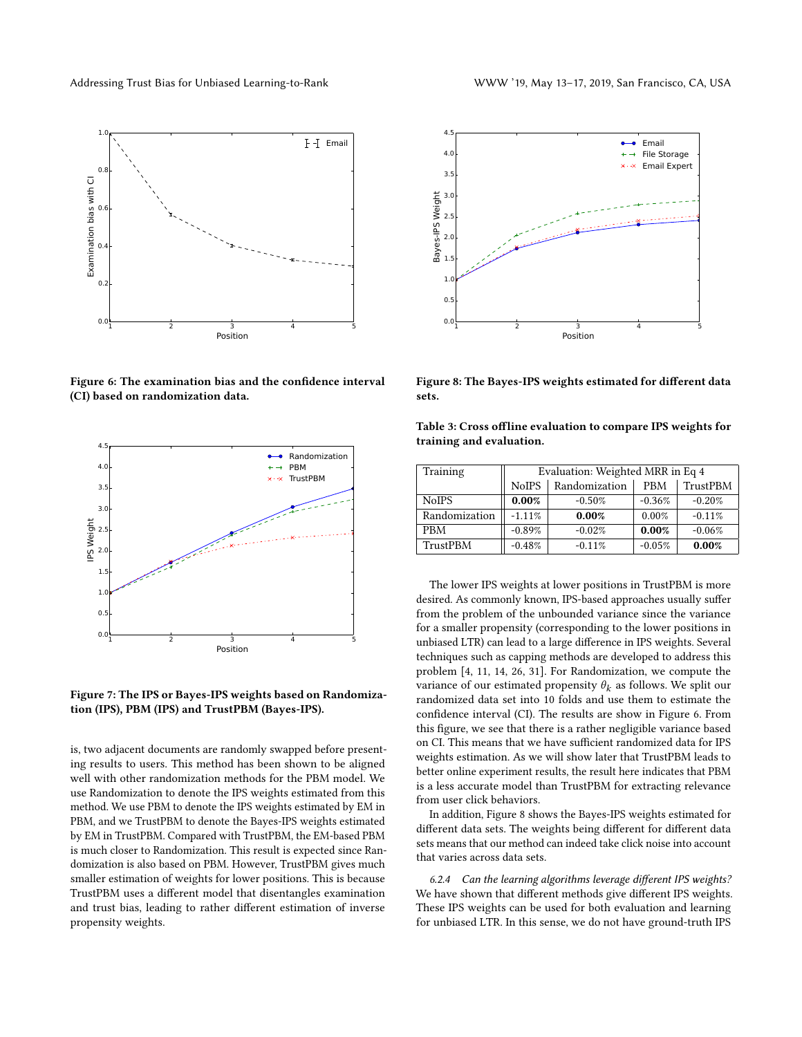Figure 6: The examination bias and the confidence interval (CI) based on randomization data.

Figure 7: The IPS or Bayes-IPS weights based on Randomization (IPS), PBM (IPS) and TrustPBM (Bayes-IPS).

is, two adjacent documents are randomly swapped before presenting results to users. This method has been shown to be aligned well with other randomization methods for the PBM model. We use Randomization to denote the IPS weights estimated from this method. We use PBM to denote the IPS weights estimated by EM in PBM, and we TrustPBM to denote the Bayes-IPS weights estimated by EM in TrustPBM. Compared with TrustPBM, the EM-based PBM is much closer to Randomization. This result is expected since Randomization is also based on PBM. However, TrustPBM gives much smaller estimation of weights for lower positions. This is because TrustPBM uses a different model that disentangles examination and trust bias, leading to rather different estimation of inverse propensity weights.

Figure 8: The Bayes-IPS weights estimated for different data sets.

Table 3: Cross offline evaluation to compare IPS weights for training and evaluation.

| Training | Evaluation: Weighted MRR in Eq 4 | | | |
|---|---|---|---|---|
| | NoIPS | Randomization | PBM | TrustPBM |
| NoIPS | **0.00%** | -0.50% | -0.36% | -0.20% |
| Randomization | -1.11% | **0.00%** | 0.00% | -0.11% |
| PBM | -0.89% | -0.02% | **0.00%** | -0.06% |
| TrustPBM | -0.48% | -0.11% | -0.05% | **0.00%** |

The lower IPS weights at lower positions in TrustPBM is more desired. As commonly known, IPS-based approaches usually suffer from the problem of the unbounded variance since the variance for a smaller propensity (corresponding to the lower positions in unbiased LTR) can lead to a large difference in IPS weights. Several techniques such as capping methods are developed to address this problem [4, 11, 14, 26, 31]. For Randomization, we compute the variance of our estimated propensity $\theta_k$ as follows. We split our randomized data set into 10 folds and use them to estimate the confidence interval (CI). The results are show in Figure 6. From this figure, we see that there is a rather negligible variance based on CI. This means that we have sufficient randomized data for IPS weights estimation. As we will show later that TrustPBM leads to better online experiment results, the result here indicates that PBM is a less accurate model than TrustPBM for extracting relevance from user click behaviors.

In addition, Figure 8 shows the Bayes-IPS weights estimated for different data sets. The weights being different for different data sets means that our method can indeed take click noise into account that varies across data sets.

*6.2.4 Can the learning algorithms leverage different IPS weights?* We have shown that different methods give different IPS weights. These IPS weights can be used for both evaluation and learning for unbiased LTR. In this sense, we do not have ground-truth IPS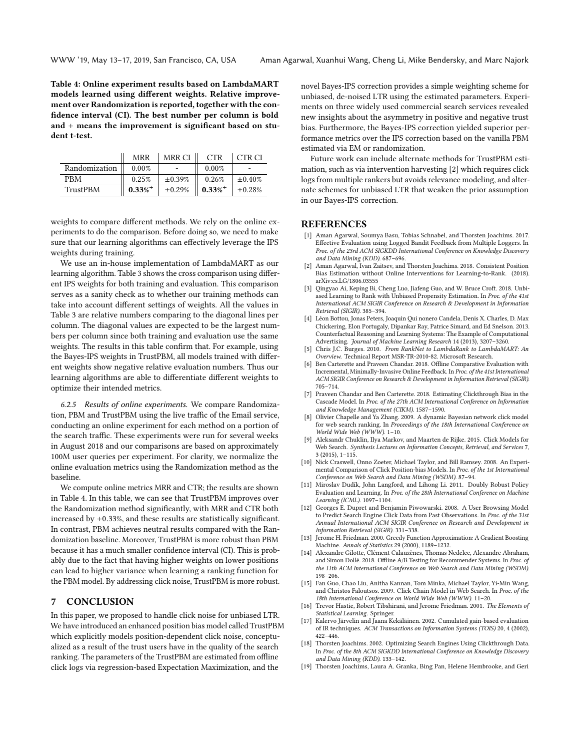**Table 4: Online experiment results based on LambdaMART models learned using different weights. Relative improvement over Randomization is reported, together with the confidence interval (CI). The best number per column is bold and + means the improvement is significant based on student t-test.**

| | MRR | MRR CI | CTR | CTR CI |
|---|---|---|---|---|
| Randomization | 0.00% | - | 0.00% | - |
| PBM | 0.25% | ±0.39% | 0.26% | ±0.40% |
| TrustPBM | **0.33%**$^{+}$ | ±0.29% | **0.33%**$^{+}$ | ±0.28% |

weights to compare different methods. We rely on the online experiments to do the comparison. Before doing so, we need to make sure that our learning algorithms can effectively leverage the IPS weights during training.

We use an in-house implementation of LambdaMART as our learning algorithm. Table 3 shows the cross comparison using different IPS weights for both training and evaluation. This comparison serves as a sanity check as to whether our training methods can take into account different settings of weights. All the values in Table 3 are relative numbers comparing to the diagonal lines per column. The diagonal values are expected to be the largest numbers per column since both training and evaluation use the same weights. The results in this table confirm that. For example, using the Bayes-IPS weights in TrustPBM, all models trained with different weights show negative relative evaluation numbers. Thus our learning algorithms are able to differentiate different weights to optimize their intended metrics.

*6.2.5 Results of online experiments.* We compare Randomization, PBM and TrustPBM using the live traffic of the Email service, conducting an online experiment for each method on a portion of the search traffic. These experiments were run for several weeks in August 2018 and our comparisons are based on approximately 100M user queries per experiment. For clarity, we normalize the online evaluation metrics using the Randomization method as the baseline.

We compute online metrics MRR and CTR; the results are shown in Table 4. In this table, we can see that TrustPBM improves over the Randomization method significantly, with MRR and CTR both increased by +0.33%, and these results are statistically significant. In contrast, PBM achieves neutral results compared with the Randomization baseline. Moreover, TrustPBM is more robust than PBM because it has a much smaller confidence interval (CI). This is probably due to the fact that having higher weights on lower positions can lead to higher variance when learning a ranking function for the PBM model. By addressing click noise, TrustPBM is more robust.

## 7 CONCLUSION

In this paper, we proposed to handle click noise for unbiased LTR. We have introduced an enhanced position bias model called TrustPBM which explicitly models position-dependent click noise, conceptualized as a result of the trust users have in the quality of the search ranking. The parameters of the TrustPBM are estimated from offline click logs via regression-based Expectation Maximization, and the novel Bayes-IPS correction provides a simple weighting scheme for unbiased, de-noised LTR using the estimated parameters. Experiments on three widely used commercial search services revealed new insights about the asymmetry in positive and negative trust bias. Furthermore, the Bayes-IPS correction yielded superior performance metrics over the IPS correction based on the vanilla PBM estimated via EM or randomization.

Future work can include alternate methods for TrustPBM estimation, such as via intervention harvesting [2] which requires click logs from multiple rankers but avoids relevance modeling, and alternate schemes for unbiased LTR that weaken the prior assumption in our Bayes-IPS correction.

## REFERENCES

[1] Aman Agarwal, Soumya Basu, Tobias Schnabel, and Thorsten Joachims. 2017. Effective Evaluation using Logged Bandit Feedback from Multiple Loggers. In *Proc. of the 23rd ACM SIGKDD International Conference on Knowledge Discovery and Data Mining (KDD)*. 687–696.

[2] Aman Agarwal, Ivan Zaitsev, and Thorsten Joachims. 2018. Consistent Position Bias Estimation without Online Interventions for Learning-to-Rank. (2018). arXiv:cs.LG/1806.03555

[3] Qingyao Ai, Keping Bi, Cheng Luo, Jiafeng Guo, and W. Bruce Croft. 2018. Unbiased Learning to Rank with Unbiased Propensity Estimation. In *Proc. of the 41st International ACM SIGIR Conference on Research & Development in Information Retrieval (SIGIR)*. 385–394.

[4] Léon Bottou, Jonas Peters, Joaquin Qui nonero Candela, Denis X. Charles, D. Max Chickering, Elon Portugaly, Dipankar Ray, Patrice Simard, and Ed Snelson. 2013. Counterfactual Reasoning and Learning Systems: The Example of Computational Advertising. *Journal of Machine Learning Research* 14 (2013), 3207–3260.

[5] Chris J.C. Burges. 2010. *From RankNet to LambdaRank to LambdaMART: An Overview.* Technical Report MSR-TR-2010-82. Microsoft Research.

[6] Ben Carterette and Praveen Chandar. 2018. Offline Comparative Evaluation with Incremental, Minimally-Invasive Online Feedback. In *Proc. of the 41st International ACM SIGIR Conference on Research & Development in Information Retrieval (SIGIR)*. 705–714.

[7] Praveen Chandar and Ben Carterette. 2018. Estimating Clickthrough Bias in the Cascade Model. In *Proc. of the 27th ACM International Conference on Information and Knowledge Management (CIKM)*. 1587–1590.

[8] Olivier Chapelle and Ya Zhang. 2009. A dynamic Bayesian network click model for web search ranking. In *Proceedings of the 18th International Conference on World Wide Web (WWW)*. 1–10.

[9] Aleksandr Chuklin, Ilya Markov, and Maarten de Rijke. 2015. Click Models for Web Search. *Synthesis Lectures on Information Concepts, Retrieval, and Services* 7, 3 (2015), 1–115.

[10] Nick Craswell, Onno Zoeter, Michael Taylor, and Bill Ramsey. 2008. An Experimental Comparison of Click Position-bias Models. In *Proc. of the 1st International Conference on Web Search and Data Mining (WSDM)*. 87–94.

[11] Miroslav Dudík, John Langford, and Lihong Li. 2011. Doubly Robust Policy Evaluation and Learning. In *Proc. of the 28th International Conference on Machine Learning (ICML)*. 1097–1104.

[12] Georges E. Dupret and Benjamin Piwowarski. 2008. A User Browsing Model to Predict Search Engine Click Data from Past Observations. In *Proc. of the 31st Annual International ACM SIGIR Conference on Research and Development in Information Retrieval (SIGIR)*. 331–338.

[13] Jerome H. Friedman. 2000. Greedy Function Approximation: A Gradient Boosting Machine. *Annals of Statistics* 29 (2000), 1189–1232.

[14] Alexandre Gilotte, Clément Calauzènes, Thomas Nedelec, Alexandre Abraham, and Simon Dollé. 2018. Offline A/B Testing for Recommender Systems. In *Proc. of the 11th ACM International Conference on Web Search and Data Mining (WSDM)*. 198–206.

[15] Fan Guo, Chao Liu, Anitha Kannan, Tom Minka, Michael Taylor, Yi-Min Wang, and Christos Faloutsos. 2009. Click Chain Model in Web Search. In *Proc. of the 18th International Conference on World Wide Web (WWW)*. 11–20.

[16] Trevor Hastie, Robert Tibshirani, and Jerome Friedman. 2001. *The Elements of Statistical Learning.* Springer.

[17] Kalervo Järvelin and Jaana Kekäläinen. 2002. Cumulated gain-based evaluation of IR techniques. *ACM Transactions on Information Systems (TOIS)* 20, 4 (2002), 422–446.

[18] Thorsten Joachims. 2002. Optimizing Search Engines Using Clickthrough Data. In *Proc. of the 8th ACM SIGKDD International Conference on Knowledge Discovery and Data Mining (KDD)*. 133–142.

[19] Thorsten Joachims, Laura A. Granka, Bing Pan, Helene Hembrooke, and Geri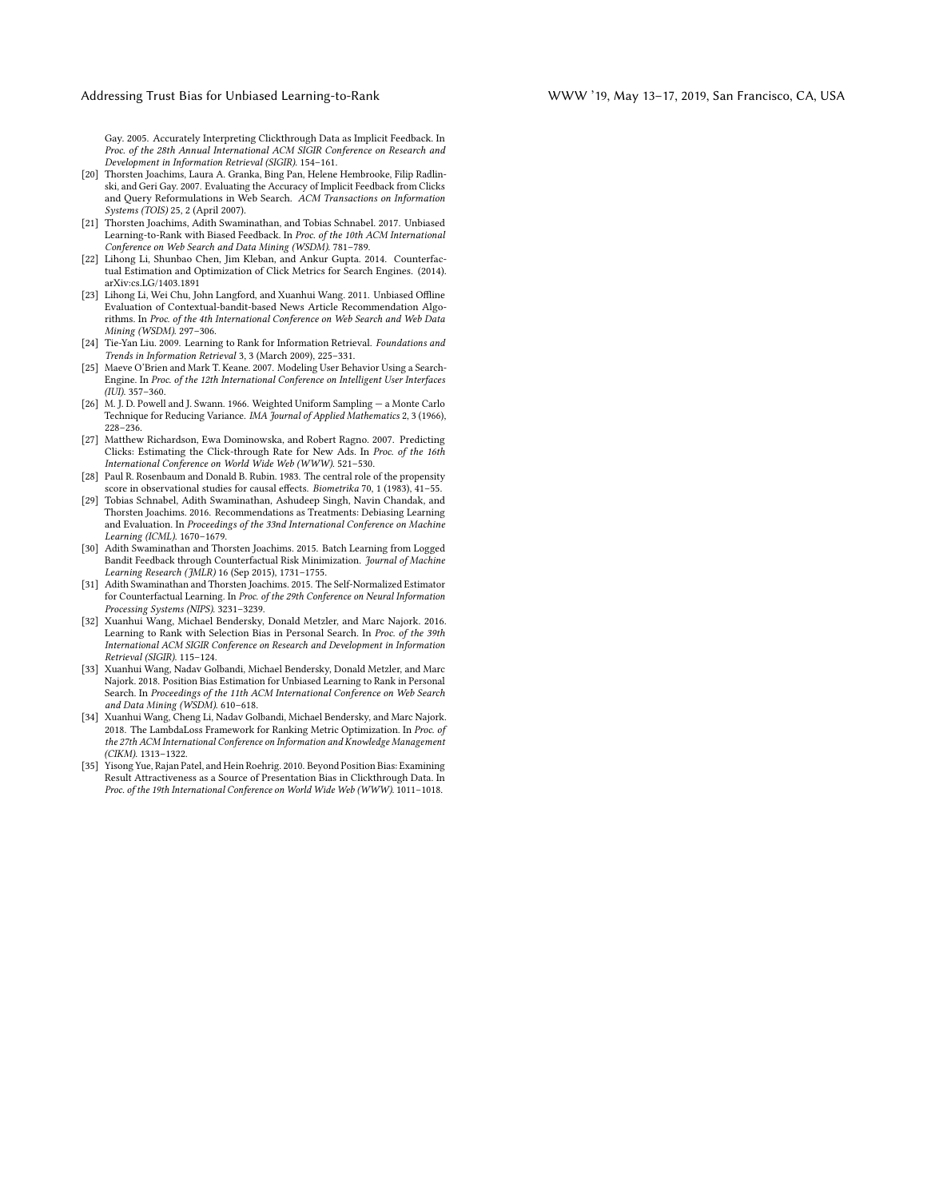Gay. 2005. Accurately Interpreting Clickthrough Data as Implicit Feedback. In *Proc. of the 28th Annual International ACM SIGIR Conference on Research and Development in Information Retrieval (SIGIR)*. 154–161.

- [20] Thorsten Joachims, Laura A. Granka, Bing Pan, Helene Hembrooke, Filip Radlinski, and Geri Gay. 2007. Evaluating the Accuracy of Implicit Feedback from Clicks and Query Reformulations in Web Search. *ACM Transactions on Information Systems (TOIS)* 25, 2 (April 2007).
- [21] Thorsten Joachims, Adith Swaminathan, and Tobias Schnabel. 2017. Unbiased Learning-to-Rank with Biased Feedback. In *Proc. of the 10th ACM International Conference on Web Search and Data Mining (WSDM)*. 781–789.
- [22] Lihong Li, Shunbao Chen, Jim Kleban, and Ankur Gupta. 2014. Counterfactual Estimation and Optimization of Click Metrics for Search Engines. (2014). arXiv:cs.LG/1403.1891
- [23] Lihong Li, Wei Chu, John Langford, and Xuanhui Wang. 2011. Unbiased Offline Evaluation of Contextual-bandit-based News Article Recommendation Algorithms. In *Proc. of the 4th International Conference on Web Search and Web Data Mining (WSDM)*. 297–306.
- [24] Tie-Yan Liu. 2009. Learning to Rank for Information Retrieval. *Foundations and Trends in Information Retrieval* 3, 3 (March 2009), 225–331.
- [25] Maeve O'Brien and Mark T. Keane. 2007. Modeling User Behavior Using a Search-Engine. In *Proc. of the 12th International Conference on Intelligent User Interfaces (IUI)*. 357–360.
- [26] M. J. D. Powell and J. Swann. 1966. Weighted Uniform Sampling — a Monte Carlo Technique for Reducing Variance. *IMA Journal of Applied Mathematics* 2, 3 (1966), 228–236.
- [27] Matthew Richardson, Ewa Dominowska, and Robert Ragno. 2007. Predicting Clicks: Estimating the Click-through Rate for New Ads. In *Proc. of the 16th International Conference on World Wide Web (WWW)*. 521–530.
- [28] Paul R. Rosenbaum and Donald B. Rubin. 1983. The central role of the propensity score in observational studies for causal effects. *Biometrika* 70, 1 (1983), 41–55.
- [29] Tobias Schnabel, Adith Swaminathan, Ashudeep Singh, Navin Chandak, and Thorsten Joachims. 2016. Recommendations as Treatments: Debiasing Learning and Evaluation. In *Proceedings of the 33nd International Conference on Machine Learning (ICML)*. 1670–1679.
- [30] Adith Swaminathan and Thorsten Joachims. 2015. Batch Learning from Logged Bandit Feedback through Counterfactual Risk Minimization. *Journal of Machine Learning Research (JMLR)* 16 (Sep 2015), 1731–1755.
- [31] Adith Swaminathan and Thorsten Joachims. 2015. The Self-Normalized Estimator for Counterfactual Learning. In *Proc. of the 29th Conference on Neural Information Processing Systems (NIPS)*. 3231–3239.
- [32] Xuanhui Wang, Michael Bendersky, Donald Metzler, and Marc Najork. 2016. Learning to Rank with Selection Bias in Personal Search. In *Proc. of the 39th International ACM SIGIR Conference on Research and Development in Information Retrieval (SIGIR)*. 115–124.
- [33] Xuanhui Wang, Nadav Golbandi, Michael Bendersky, Donald Metzler, and Marc Najork. 2018. Position Bias Estimation for Unbiased Learning to Rank in Personal Search. In *Proceedings of the 11th ACM International Conference on Web Search and Data Mining (WSDM)*. 610–618.
- [34] Xuanhui Wang, Cheng Li, Nadav Golbandi, Michael Bendersky, and Marc Najork. 2018. The LambdaLoss Framework for Ranking Metric Optimization. In *Proc. of the 27th ACM International Conference on Information and Knowledge Management (CIKM)*. 1313–1322.
- [35] Yisong Yue, Rajan Patel, and Hein Roehrig. 2010. Beyond Position Bias: Examining Result Attractiveness as a Source of Presentation Bias in Clickthrough Data. In *Proc. of the 19th International Conference on World Wide Web (WWW)*. 1011–1018.